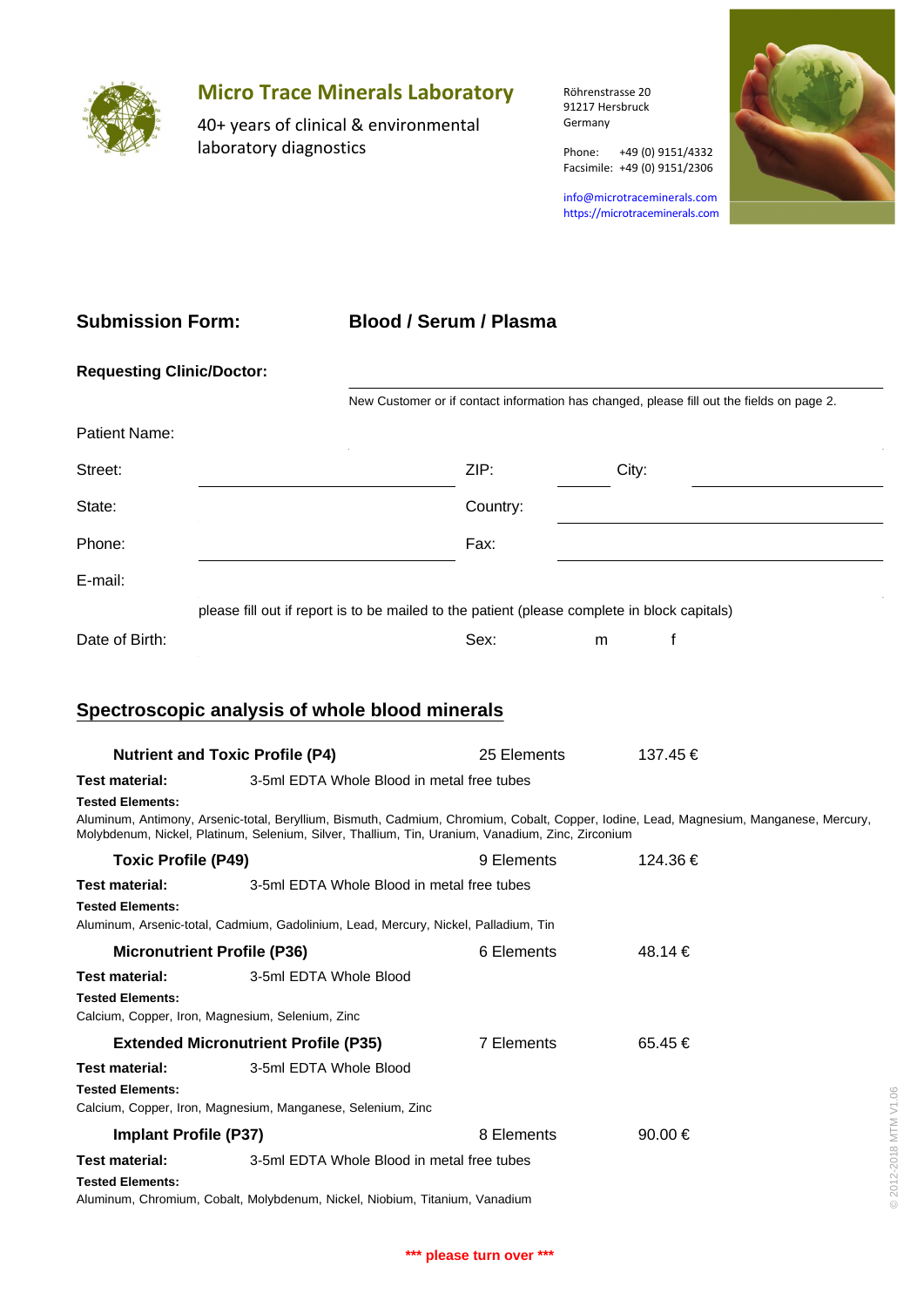# Micro Trace Minerals Laboratory

40+ years of clinical & environmental laboratory diagnostics

Röhrenstrasse 20
91217 Hersbruck
Germany

Phone: +49 (0) 9151/4332
Facsimile: +49 (0) 9151/2306

info@microtraceminerals.com
https://microtraceminerals.com

## Submission Form: Blood / Serum / Plasma

**Requesting Clinic/Doctor:**

New Customer or if contact information has changed, please fill out the fields on page 2.

Patient Name:

Street: ZIP: City:

State: Country:

Phone: Fax:

E-mail:

please fill out if report is to be mailed to the patient (please complete in block capitals)

Date of Birth: Sex: m f

## Spectroscopic analysis of whole blood minerals

**Nutrient and Toxic Profile (P4)** 25 Elements 137.45 €

**Test material:** 3-5ml EDTA Whole Blood in metal free tubes

**Tested Elements:**
Aluminum, Antimony, Arsenic-total, Beryllium, Bismuth, Cadmium, Chromium, Cobalt, Copper, Iodine, Lead, Magnesium, Manganese, Mercury, Molybdenum, Nickel, Platinum, Selenium, Silver, Thallium, Tin, Uranium, Vanadium, Zinc, Zirconium

**Toxic Profile (P49)** 9 Elements 124.36 €

**Test material:** 3-5ml EDTA Whole Blood in metal free tubes

**Tested Elements:**
Aluminum, Arsenic-total, Cadmium, Gadolinium, Lead, Mercury, Nickel, Palladium, Tin

**Micronutrient Profile (P36)** 6 Elements 48.14 €

**Test material:** 3-5ml EDTA Whole Blood

**Tested Elements:**
Calcium, Copper, Iron, Magnesium, Selenium, Zinc

**Extended Micronutrient Profile (P35)** 7 Elements 65.45 €

**Test material:** 3-5ml EDTA Whole Blood

**Tested Elements:**
Calcium, Copper, Iron, Magnesium, Manganese, Selenium, Zinc

**Implant Profile (P37)** 8 Elements 90.00 €

**Test material:** 3-5ml EDTA Whole Blood in metal free tubes

**Tested Elements:**
Aluminum, Chromium, Cobalt, Molybdenum, Nickel, Niobium, Titanium, Vanadium

**\*\*\* please turn over \*\*\***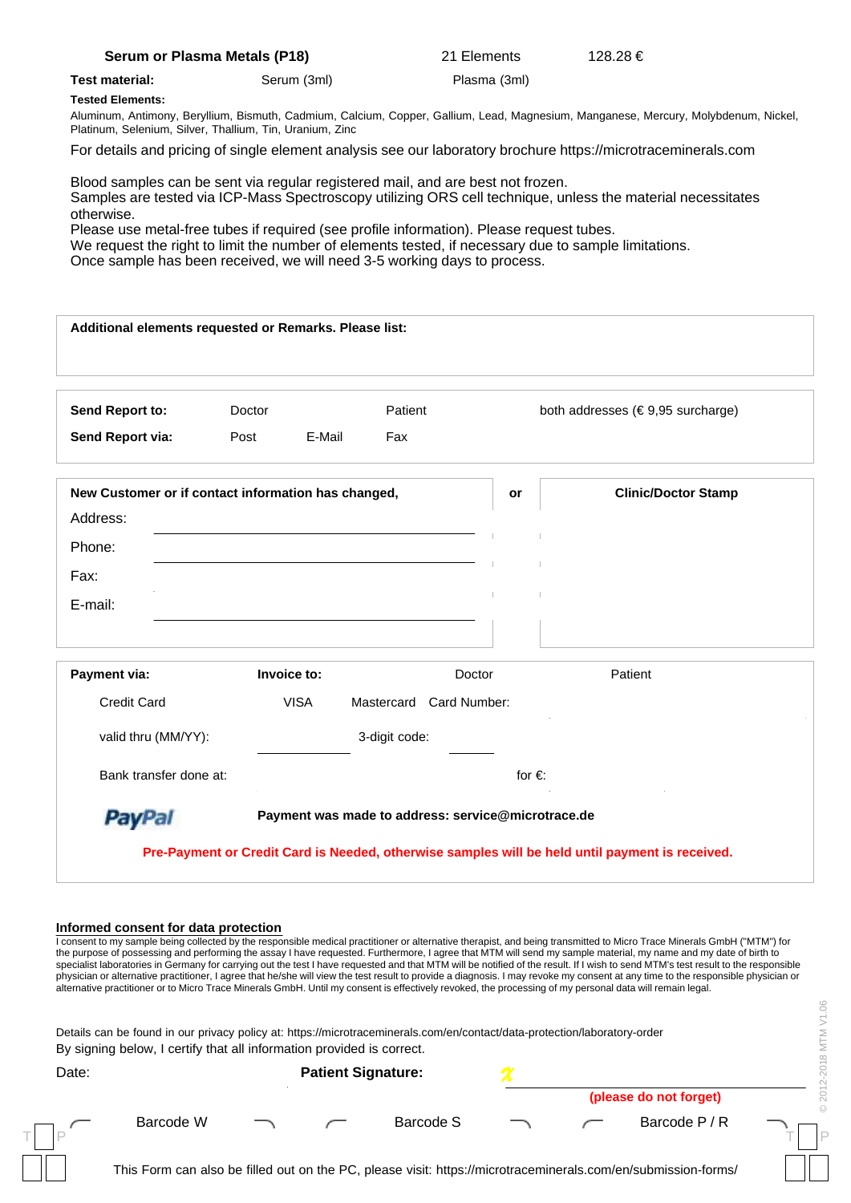**Serum or Plasma Metals (P18)** 21 Elements 128.28 €

**Test material:** Serum (3ml) Plasma (3ml)

**Tested Elements:**

Aluminum, Antimony, Beryllium, Bismuth, Cadmium, Calcium, Copper, Gallium, Lead, Magnesium, Manganese, Mercury, Molybdenum, Nickel, Platinum, Selenium, Silver, Thallium, Tin, Uranium, Zinc

For details and pricing of single element analysis see our laboratory brochure https://microtraceminerals.com

Blood samples can be sent via regular registered mail, and are best not frozen.
Samples are tested via ICP-Mass Spectroscopy utilizing ORS cell technique, unless the material necessitates otherwise.
Please use metal-free tubes if required (see profile information). Please request tubes.
We request the right to limit the number of elements tested, if necessary due to sample limitations.
Once sample has been received, we will need 3-5 working days to process.

**Additional elements requested or Remarks. Please list:**

| | | | | |
|---|---|---|---|---|
| **Send Report to:** | Doctor | | Patient | both addresses (€ 9,95 surcharge) |
| **Send Report via:** | Post | E-Mail | Fax | |

**New Customer or if contact information has changed,** **or** **Clinic/Doctor Stamp**

Address: ______________________

Phone: ______________________

Fax: ______________________

E-mail: ______________________

**Payment via:** **Invoice to:** Doctor Patient

Credit Card VISA Mastercard Card Number:

valid thru (MM/YY): __________ 3-digit code: ______

Bank transfer done at: for €:

PayPal **Payment was made to address: service@microtrace.de**

**Pre-Payment or Credit Card is Needed, otherwise samples will be held until payment is received.**

**Informed consent for data protection**

I consent to my sample being collected by the responsible medical practitioner or alternative therapist, and being transmitted to Micro Trace Minerals GmbH ("MTM") for the purpose of possessing and performing the assay I have requested. Furthermore, I agree that MTM will send my sample material, my name and my date of birth to specialist laboratories in Germany for carrying out the test I have requested and that MTM will be notified of the result. If I wish to send MTM's test result to the responsible physician or alternative practitioner, I agree that he/she will view the test result to provide a diagnosis. I may revoke my consent at any time to the responsible physician or alternative practitioner or to Micro Trace Minerals GmbH. Until my consent is effectively revoked, the processing of my personal data will remain legal.

Details can be found in our privacy policy at: https://microtraceminerals.com/en/contact/data-protection/laboratory-order
By signing below, I certify that all information provided is correct.

Date: **Patient Signature:** ______________________

**(please do not forget)**

Barcode W Barcode S Barcode P / R

This Form can also be filled out on the PC, please visit: https://microtraceminerals.com/en/submission-forms/